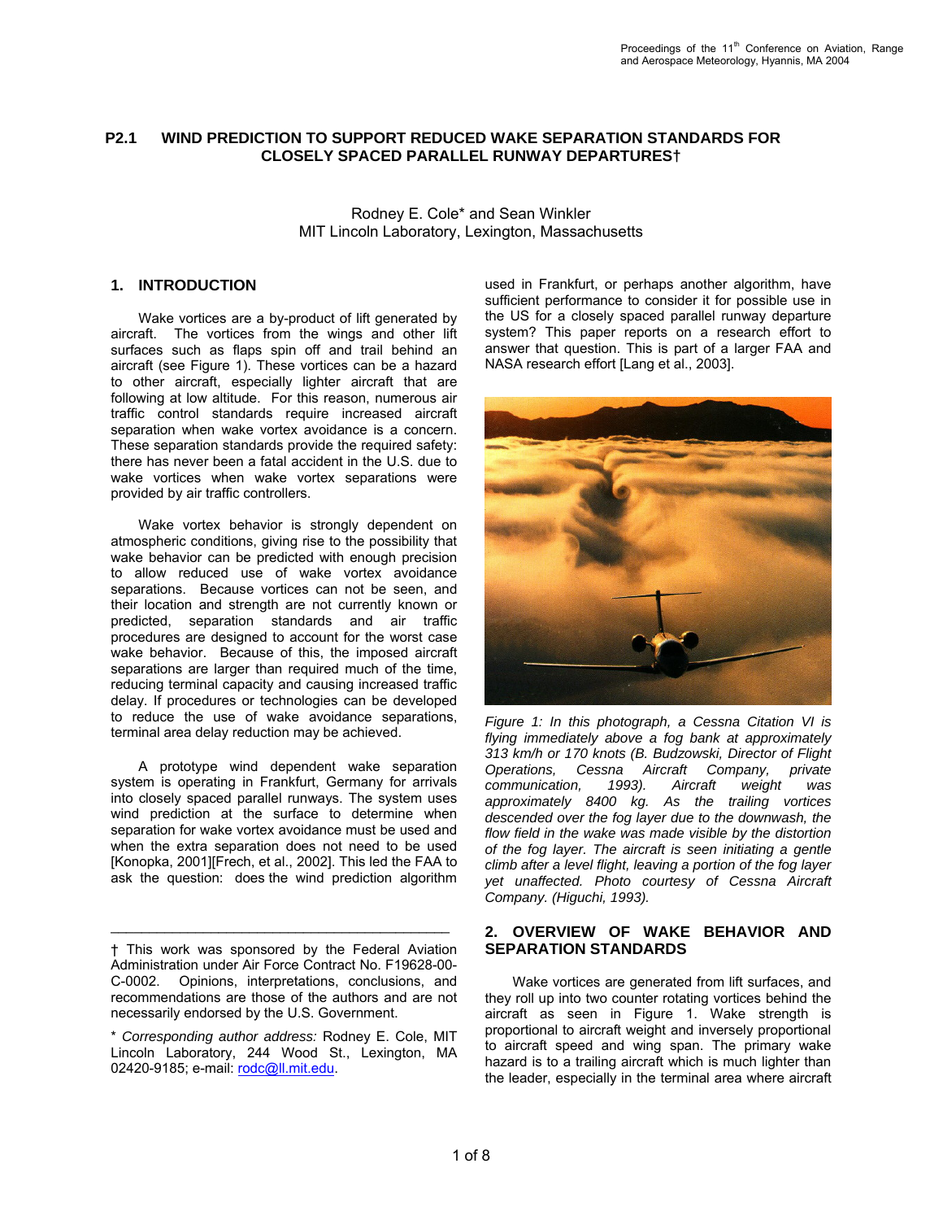# P2.1 WIND PREDICTION TO SUPPORT REDUCED WAKE SEPARATION STANDARDS FOR CLOSELY SPACED PARALLEL RUNWAY DEPARTURES†

Rodney E. Cole* and Sean Winkler
MIT Lincoln Laboratory, Lexington, Massachusetts

## 1. INTRODUCTION

Wake vortices are a by-product of lift generated by aircraft. The vortices from the wings and other lift surfaces such as flaps spin off and trail behind an aircraft (see Figure 1). These vortices can be a hazard to other aircraft, especially lighter aircraft that are following at low altitude. For this reason, numerous air traffic control standards require increased aircraft separation when wake vortex avoidance is a concern. These separation standards provide the required safety: there has never been a fatal accident in the U.S. due to wake vortices when wake vortex separations were provided by air traffic controllers.

Wake vortex behavior is strongly dependent on atmospheric conditions, giving rise to the possibility that wake behavior can be predicted with enough precision to allow reduced use of wake vortex avoidance separations. Because vortices can not be seen, and their location and strength are not currently known or predicted, separation standards and air traffic procedures are designed to account for the worst case wake behavior. Because of this, the imposed aircraft separations are larger than required much of the time, reducing terminal capacity and causing increased traffic delay. If procedures or technologies can be developed to reduce the use of wake avoidance separations, terminal area delay reduction may be achieved.

A prototype wind dependent wake separation system is operating in Frankfurt, Germany for arrivals into closely spaced parallel runways. The system uses wind prediction at the surface to determine when separation for wake vortex avoidance must be used and when the extra separation does not need to be used [Konopka, 2001][Frech, et al., 2002]. This led the FAA to ask the question: does the wind prediction algorithm used in Frankfurt, or perhaps another algorithm, have sufficient performance to consider it for possible use in the US for a closely spaced parallel runway departure system? This paper reports on a research effort to answer that question. This is part of a larger FAA and NASA research effort [Lang et al., 2003].

*Figure 1: In this photograph, a Cessna Citation VI is flying immediately above a fog bank at approximately 313 km/h or 170 knots (B. Budzowski, Director of Flight Operations, Cessna Aircraft Company, private communication, 1993). Aircraft weight was approximately 8400 kg. As the trailing vortices descended over the fog layer due to the downwash, the flow field in the wake was made visible by the distortion of the fog layer. The aircraft is seen initiating a gentle climb after a level flight, leaving a portion of the fog layer yet unaffected. Photo courtesy of Cessna Aircraft Company. (Higuchi, 1993).*

## 2. OVERVIEW OF WAKE BEHAVIOR AND SEPARATION STANDARDS

Wake vortices are generated from lift surfaces, and they roll up into two counter rotating vortices behind the aircraft as seen in Figure 1. Wake strength is proportional to aircraft weight and inversely proportional to aircraft speed and wing span. The primary wake hazard is to a trailing aircraft which is much lighter than the leader, especially in the terminal area where aircraft

---

† This work was sponsored by the Federal Aviation Administration under Air Force Contract No. F19628-00-C-0002. Opinions, interpretations, conclusions, and recommendations are those of the authors and are not necessarily endorsed by the U.S. Government.

\* *Corresponding author address:* Rodney E. Cole, MIT Lincoln Laboratory, 244 Wood St., Lexington, MA 02420-9185; e-mail: rodc@ll.mit.edu.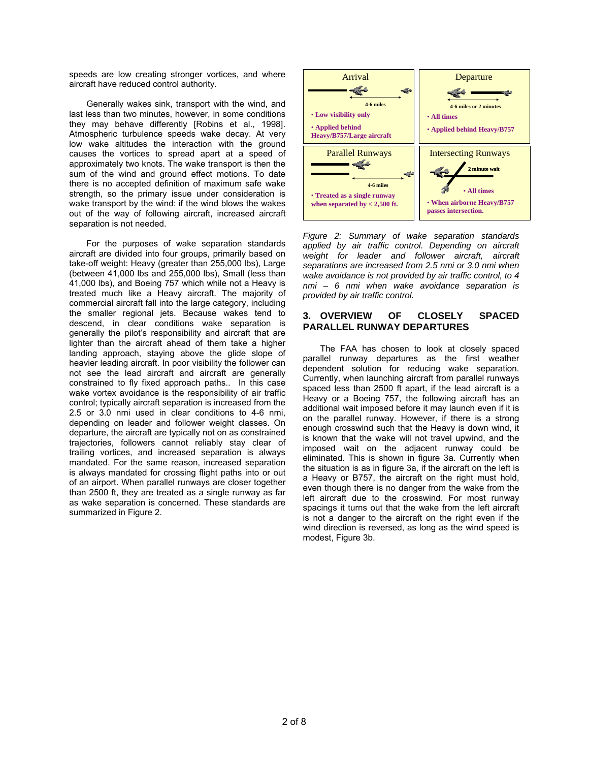speeds are low creating stronger vortices, and where aircraft have reduced control authority.

Generally wakes sink, transport with the wind, and last less than two minutes, however, in some conditions they may behave differently [Robins et al., 1998]. Atmospheric turbulence speeds wake decay. At very low wake altitudes the interaction with the ground causes the vortices to spread apart at a speed of approximately two knots. The wake transport is then the sum of the wind and ground effect motions. To date there is no accepted definition of maximum safe wake strength, so the primary issue under consideration is wake transport by the wind: if the wind blows the wakes out of the way of following aircraft, increased aircraft separation is not needed.

For the purposes of wake separation standards aircraft are divided into four groups, primarily based on take-off weight: Heavy (greater than 255,000 lbs), Large (between 41,000 lbs and 255,000 lbs), Small (less than 41,000 lbs), and Boeing 757 which while not a Heavy is treated much like a Heavy aircraft. The majority of commercial aircraft fall into the large category, including the smaller regional jets. Because wakes tend to descend, in clear conditions wake separation is generally the pilot's responsibility and aircraft that are lighter than the aircraft ahead of them take a higher landing approach, staying above the glide slope of heavier leading aircraft. In poor visibility the follower can not see the lead aircraft and aircraft are generally constrained to fly fixed approach paths.. In this case wake vortex avoidance is the responsibility of air traffic control; typically aircraft separation is increased from the 2.5 or 3.0 nmi used in clear conditions to 4-6 nmi, depending on leader and follower weight classes. On departure, the aircraft are typically not on as constrained trajectories, followers cannot reliably stay clear of trailing vortices, and increased separation is always mandated. For the same reason, increased separation is always mandated for crossing flight paths into or out of an airport. When parallel runways are closer together than 2500 ft, they are treated as a single runway as far as wake separation is concerned. These standards are summarized in Figure 2.

| Arrival | Departure |
|---|---|
| 4-6 miles<br>• Low visibility only<br>• Applied behind Heavy/B757/Large aircraft | 4-6 miles or 2 minutes<br>• All times<br>• Applied behind Heavy/B757 |
| **Parallel Runways** | **Intersecting Runways** |
| 4-6 miles<br>• Treated as a single runway when separated by < 2,500 ft. | 2 minute wait<br>• All times<br>• When airborne Heavy/B757 passes intersection. |

*Figure 2: Summary of wake separation standards applied by air traffic control. Depending on aircraft weight for leader and follower aircraft, aircraft separations are increased from 2.5 nmi or 3.0 nmi when wake avoidance is not provided by air traffic control, to 4 nmi – 6 nmi when wake avoidance separation is provided by air traffic control.*

## 3. OVERVIEW OF CLOSELY SPACED PARALLEL RUNWAY DEPARTURES

The FAA has chosen to look at closely spaced parallel runway departures as the first weather dependent solution for reducing wake separation. Currently, when launching aircraft from parallel runways spaced less than 2500 ft apart, if the lead aircraft is a Heavy or a Boeing 757, the following aircraft has an additional wait imposed before it may launch even if it is on the parallel runway. However, if there is a strong enough crosswind such that the Heavy is down wind, it is known that the wake will not travel upwind, and the imposed wait on the adjacent runway could be eliminated. This is shown in figure 3a. Currently when the situation is as in figure 3a, if the aircraft on the left is a Heavy or B757, the aircraft on the right must hold, even though there is no danger from the wake from the left aircraft due to the crosswind. For most runway spacings it turns out that the wake from the left aircraft is not a danger to the aircraft on the right even if the wind direction is reversed, as long as the wind speed is modest, Figure 3b.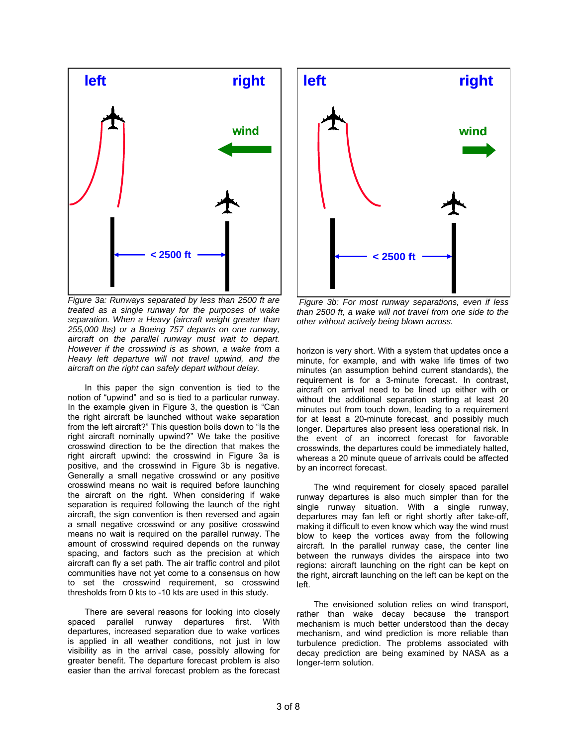*Figure 3a: Runways separated by less than 2500 ft are treated as a single runway for the purposes of wake separation. When a Heavy (aircraft weight greater than 255,000 lbs) or a Boeing 757 departs on one runway, aircraft on the parallel runway must wait to depart. However if the crosswind is as shown, a wake from a Heavy left departure will not travel upwind, and the aircraft on the right can safely depart without delay.*

*Figure 3b: For most runway separations, even if less than 2500 ft, a wake will not travel from one side to the other without actively being blown across.*

In this paper the sign convention is tied to the notion of "upwind" and so is tied to a particular runway. In the example given in Figure 3, the question is "Can the right aircraft be launched without wake separation from the left aircraft?" This question boils down to "Is the right aircraft nominally upwind?" We take the positive crosswind direction to be the direction that makes the right aircraft upwind: the crosswind in Figure 3a is positive, and the crosswind in Figure 3b is negative. Generally a small negative crosswind or any positive crosswind means no wait is required before launching the aircraft on the right. When considering if wake separation is required following the launch of the right aircraft, the sign convention is then reversed and again a small negative crosswind or any positive crosswind means no wait is required on the parallel runway. The amount of crosswind required depends on the runway spacing, and factors such as the precision at which aircraft can fly a set path. The air traffic control and pilot communities have not yet come to a consensus on how to set the crosswind requirement, so crosswind thresholds from 0 kts to -10 kts are used in this study.

There are several reasons for looking into closely spaced parallel runway departures first. With departures, increased separation due to wake vortices is applied in all weather conditions, not just in low visibility as in the arrival case, possibly allowing for greater benefit. The departure forecast problem is also easier than the arrival forecast problem as the forecast horizon is very short. With a system that updates once a minute, for example, and with wake life times of two minutes (an assumption behind current standards), the requirement is for a 3-minute forecast. In contrast, aircraft on arrival need to be lined up either with or without the additional separation starting at least 20 minutes out from touch down, leading to a requirement for at least a 20-minute forecast, and possibly much longer. Departures also present less operational risk. In the event of an incorrect forecast for favorable crosswinds, the departures could be immediately halted, whereas a 20 minute queue of arrivals could be affected by an incorrect forecast.

The wind requirement for closely spaced parallel runway departures is also much simpler than for the single runway situation. With a single runway, departures may fan left or right shortly after take-off, making it difficult to even know which way the wind must blow to keep the vortices away from the following aircraft. In the parallel runway case, the center line between the runways divides the airspace into two regions: aircraft launching on the right can be kept on the right, aircraft launching on the left can be kept on the left.

The envisioned solution relies on wind transport, rather than wake decay because the transport mechanism is much better understood than the decay mechanism, and wind prediction is more reliable than turbulence prediction. The problems associated with decay prediction are being examined by NASA as a longer-term solution.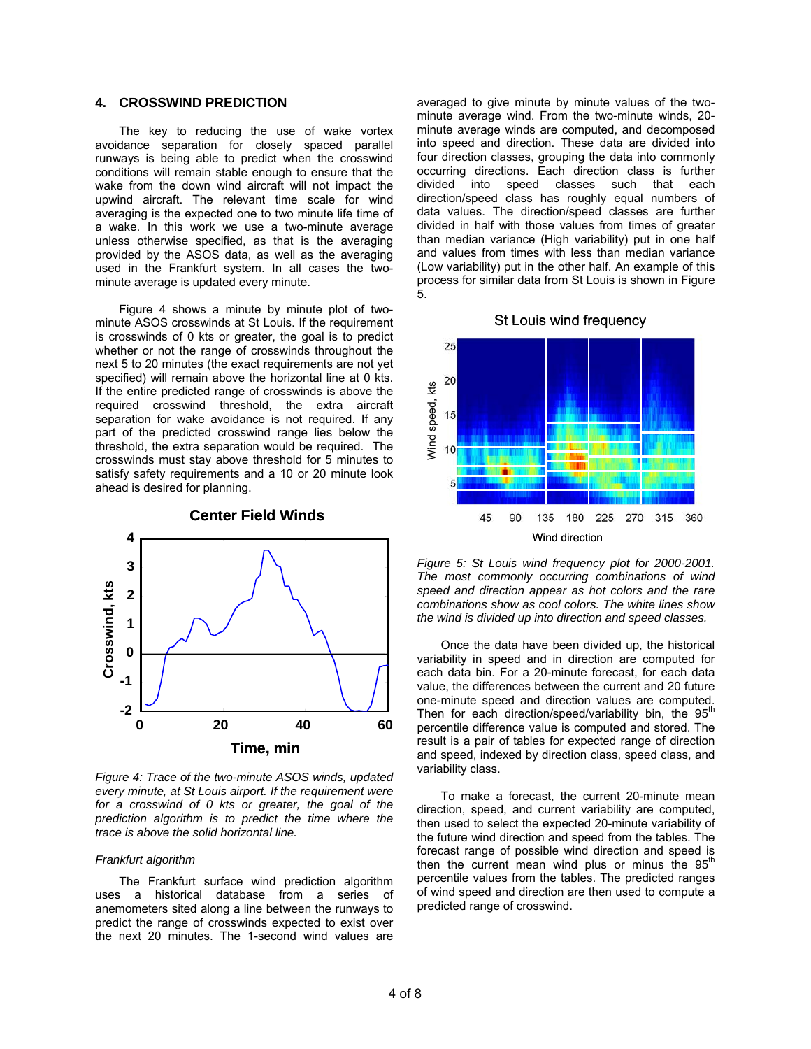## 4. CROSSWIND PREDICTION

The key to reducing the use of wake vortex avoidance separation for closely spaced parallel runways is being able to predict when the crosswind conditions will remain stable enough to ensure that the wake from the down wind aircraft will not impact the upwind aircraft. The relevant time scale for wind averaging is the expected one to two minute life time of a wake. In this work we use a two-minute average unless otherwise specified, as that is the averaging provided by the ASOS data, as well as the averaging used in the Frankfurt system. In all cases the two-minute average is updated every minute.

Figure 4 shows a minute by minute plot of two-minute ASOS crosswinds at St Louis. If the requirement is crosswinds of 0 kts or greater, the goal is to predict whether or not the range of crosswinds throughout the next 5 to 20 minutes (the exact requirements are not yet specified) will remain above the horizontal line at 0 kts. If the entire predicted range of crosswinds is above the required crosswind threshold, the extra aircraft separation for wake avoidance is not required. If any part of the predicted crosswind range lies below the threshold, the extra separation would be required. The crosswinds must stay above threshold for 5 minutes to satisfy safety requirements and a 10 or 20 minute look ahead is desired for planning.

*Figure 4: Trace of the two-minute ASOS winds, updated every minute, at St Louis airport. If the requirement were for a crosswind of 0 kts or greater, the goal of the prediction algorithm is to predict the time where the trace is above the solid horizontal line.*

*Frankfurt algorithm*

The Frankfurt surface wind prediction algorithm uses a historical database from a series of anemometers sited along a line between the runways to predict the range of crosswinds expected to exist over the next 20 minutes. The 1-second wind values are averaged to give minute by minute values of the two-minute average wind. From the two-minute winds, 20-minute average winds are computed, and decomposed into speed and direction. These data are divided into four direction classes, grouping the data into commonly occurring directions. Each direction class is further divided into speed classes such that each direction/speed class has roughly equal numbers of data values. The direction/speed classes are further divided in half with those values from times of greater than median variance (High variability) put in one half and values from times with less than median variance (Low variability) put in the other half. An example of this process for similar data from St Louis is shown in Figure 5.

*Figure 5: St Louis wind frequency plot for 2000-2001. The most commonly occurring combinations of wind speed and direction appear as hot colors and the rare combinations show as cool colors. The white lines show the wind is divided up into direction and speed classes.*

Once the data have been divided up, the historical variability in speed and in direction are computed for each data bin. For a 20-minute forecast, for each data value, the differences between the current and 20 future one-minute speed and direction values are computed. Then for each direction/speed/variability bin, the 95$^{th}$ percentile difference value is computed and stored. The result is a pair of tables for expected range of direction and speed, indexed by direction class, speed class, and variability class.

To make a forecast, the current 20-minute mean direction, speed, and current variability are computed, then used to select the expected 20-minute variability of the future wind direction and speed from the tables. The forecast range of possible wind direction and speed is then the current mean wind plus or minus the 95$^{th}$ percentile values from the tables. The predicted ranges of wind speed and direction are then used to compute a predicted range of crosswind.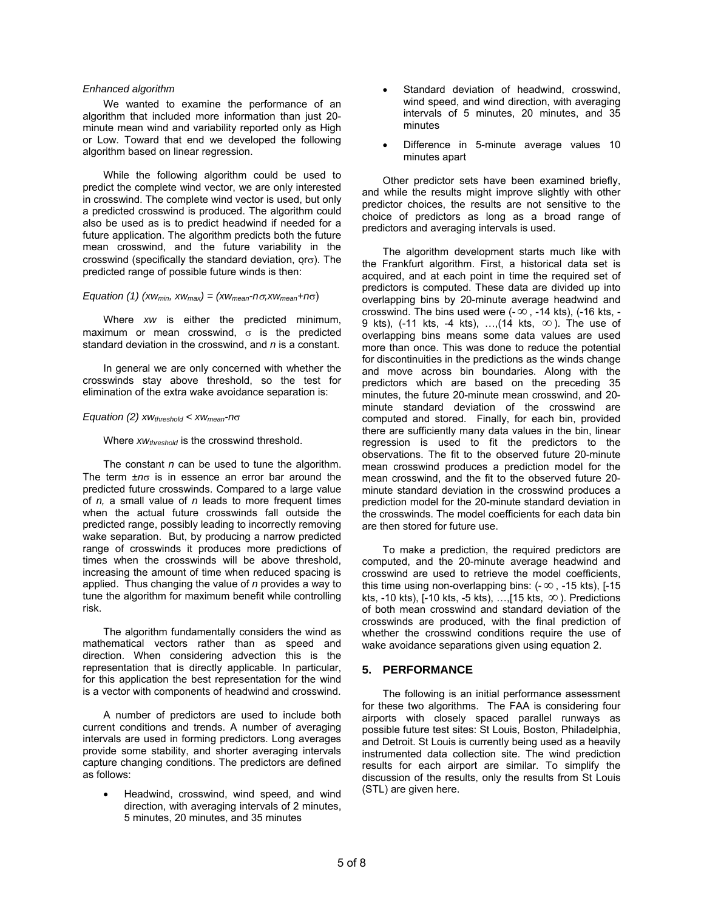*Enhanced algorithm*

We wanted to examine the performance of an algorithm that included more information than just 20-minute mean wind and variability reported only as High or Low. Toward that end we developed the following algorithm based on linear regression.

While the following algorithm could be used to predict the complete wind vector, we are only interested in crosswind. The complete wind vector is used, but only a predicted crosswind is produced. The algorithm could also be used as is to predict headwind if needed for a future application. The algorithm predicts both the future mean crosswind, and the future variability in the crosswind (specifically the standard deviation, or $\sigma$). The predicted range of possible future winds is then:

*Equation (1)* $(xw_{min}, xw_{max}) = (xw_{mean}-n\sigma, xw_{mean}+n\sigma)$

Where $xw$ is either the predicted minimum, maximum or mean crosswind, $\sigma$ is the predicted standard deviation in the crosswind, and $n$ is a constant.

In general we are only concerned with whether the crosswinds stay above threshold, so the test for elimination of the extra wake avoidance separation is:

*Equation (2)* $xw_{threshold} < xw_{mean}-n\sigma$

Where $xw_{threshold}$ is the crosswind threshold.

The constant $n$ can be used to tune the algorithm. The term $\pm n\sigma$ is in essence an error bar around the predicted future crosswinds. Compared to a large value of $n$, a small value of $n$ leads to more frequent times when the actual future crosswinds fall outside the predicted range, possibly leading to incorrectly removing wake separation. But, by producing a narrow predicted range of crosswinds it produces more predictions of times when the crosswinds will be above threshold, increasing the amount of time when reduced spacing is applied. Thus changing the value of $n$ provides a way to tune the algorithm for maximum benefit while controlling risk.

The algorithm fundamentally considers the wind as mathematical vectors rather than as speed and direction. When considering advection this is the representation that is directly applicable. In particular, for this application the best representation for the wind is a vector with components of headwind and crosswind.

A number of predictors are used to include both current conditions and trends. A number of averaging intervals are used in forming predictors. Long averages provide some stability, and shorter averaging intervals capture changing conditions. The predictors are defined as follows:

- Headwind, crosswind, wind speed, and wind direction, with averaging intervals of 2 minutes, 5 minutes, 20 minutes, and 35 minutes
- Standard deviation of headwind, crosswind, wind speed, and wind direction, with averaging intervals of 5 minutes, 20 minutes, and 35 minutes
- Difference in 5-minute average values 10 minutes apart

Other predictor sets have been examined briefly, and while the results might improve slightly with other predictor choices, the results are not sensitive to the choice of predictors as long as a broad range of predictors and averaging intervals is used.

The algorithm development starts much like with the Frankfurt algorithm. First, a historical data set is acquired, and at each point in time the required set of predictors is computed. These data are divided up into overlapping bins by 20-minute average headwind and crosswind. The bins used were $(-\infty, -14 \text{ kts})$, $(-16 \text{ kts}, -9 \text{ kts})$, $(-11 \text{ kts}, -4 \text{ kts})$, …, $(14 \text{ kts}, \infty)$. The use of overlapping bins means some data values are used more than once. This was done to reduce the potential for discontinuities in the predictions as the winds change and move across bin boundaries. Along with the predictors which are based on the preceding 35 minutes, the future 20-minute mean crosswind, and 20-minute standard deviation of the crosswind are computed and stored. Finally, for each bin, provided there are sufficiently many data values in the bin, linear regression is used to fit the predictors to the observations. The fit to the observed future 20-minute mean crosswind produces a prediction model for the mean crosswind, and the fit to the observed future 20-minute standard deviation in the crosswind produces a prediction model for the 20-minute standard deviation in the crosswinds. The model coefficients for each data bin are then stored for future use.

To make a prediction, the required predictors are computed, and the 20-minute average headwind and crosswind are used to retrieve the model coefficients, this time using non-overlapping bins: $(-\infty, -15 \text{ kts})$, $[-15 \text{ kts}, -10 \text{ kts})$, $[-10 \text{ kts}, -5 \text{ kts})$, …, $[15 \text{ kts}, \infty)$. Predictions of both mean crosswind and standard deviation of the crosswinds are produced, with the final prediction of whether the crosswind conditions require the use of wake avoidance separations given using equation 2.

## 5. PERFORMANCE

The following is an initial performance assessment for these two algorithms. The FAA is considering four airports with closely spaced parallel runways as possible future test sites: St Louis, Boston, Philadelphia, and Detroit. St Louis is currently being used as a heavily instrumented data collection site. The wind prediction results for each airport are similar. To simplify the discussion of the results, only the results from St Louis (STL) are given here.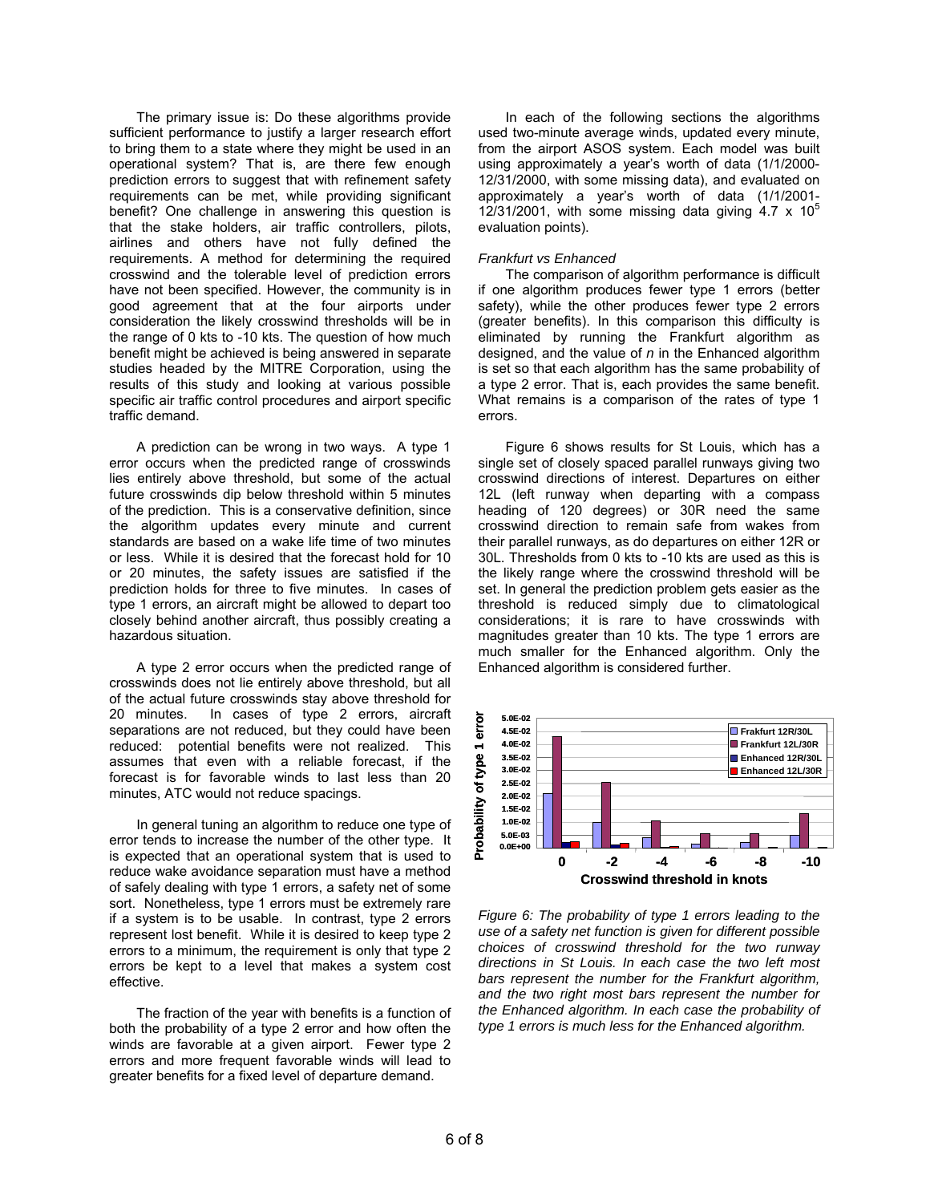The primary issue is: Do these algorithms provide sufficient performance to justify a larger research effort to bring them to a state where they might be used in an operational system? That is, are there few enough prediction errors to suggest that with refinement safety requirements can be met, while providing significant benefit? One challenge in answering this question is that the stake holders, air traffic controllers, pilots, airlines and others have not fully defined the requirements. A method for determining the required crosswind and the tolerable level of prediction errors have not been specified. However, the community is in good agreement that at the four airports under consideration the likely crosswind thresholds will be in the range of 0 kts to -10 kts. The question of how much benefit might be achieved is being answered in separate studies headed by the MITRE Corporation, using the results of this study and looking at various possible specific air traffic control procedures and airport specific traffic demand.

A prediction can be wrong in two ways. A type 1 error occurs when the predicted range of crosswinds lies entirely above threshold, but some of the actual future crosswinds dip below threshold within 5 minutes of the prediction. This is a conservative definition, since the algorithm updates every minute and current standards are based on a wake life time of two minutes or less. While it is desired that the forecast hold for 10 or 20 minutes, the safety issues are satisfied if the prediction holds for three to five minutes. In cases of type 1 errors, an aircraft might be allowed to depart too closely behind another aircraft, thus possibly creating a hazardous situation.

A type 2 error occurs when the predicted range of crosswinds does not lie entirely above threshold, but all of the actual future crosswinds stay above threshold for 20 minutes. In cases of type 2 errors, aircraft separations are not reduced, but they could have been reduced: potential benefits were not realized. This assumes that even with a reliable forecast, if the forecast is for favorable winds to last less than 20 minutes, ATC would not reduce spacings.

In general tuning an algorithm to reduce one type of error tends to increase the number of the other type. It is expected that an operational system that is used to reduce wake avoidance separation must have a method of safely dealing with type 1 errors, a safety net of some sort. Nonetheless, type 1 errors must be extremely rare if a system is to be usable. In contrast, type 2 errors represent lost benefit. While it is desired to keep type 2 errors to a minimum, the requirement is only that type 2 errors be kept to a level that makes a system cost effective.

The fraction of the year with benefits is a function of both the probability of a type 2 error and how often the winds are favorable at a given airport. Fewer type 2 errors and more frequent favorable winds will lead to greater benefits for a fixed level of departure demand.

In each of the following sections the algorithms used two-minute average winds, updated every minute, from the airport ASOS system. Each model was built using approximately a year's worth of data (1/1/2000-12/31/2000, with some missing data), and evaluated on approximately a year's worth of data (1/1/2001-12/31/2001, with some missing data giving $4.7 \times 10^5$ evaluation points).

*Frankfurt vs Enhanced*

The comparison of algorithm performance is difficult if one algorithm produces fewer type 1 errors (better safety), while the other produces fewer type 2 errors (greater benefits). In this comparison this difficulty is eliminated by running the Frankfurt algorithm as designed, and the value of *n* in the Enhanced algorithm is set so that each algorithm has the same probability of a type 2 error. That is, each provides the same benefit. What remains is a comparison of the rates of type 1 errors.

Figure 6 shows results for St Louis, which has a single set of closely spaced parallel runways giving two crosswind directions of interest. Departures on either 12L (left runway when departing with a compass heading of 120 degrees) or 30R need the same crosswind direction to remain safe from wakes from their parallel runways, as do departures on either 12R or 30L. Thresholds from 0 kts to -10 kts are used as this is the likely range where the crosswind threshold will be set. In general the prediction problem gets easier as the threshold is reduced simply due to climatological considerations; it is rare to have crosswinds with magnitudes greater than 10 kts. The type 1 errors are much smaller for the Enhanced algorithm. Only the Enhanced algorithm is considered further.

*Figure 6: The probability of type 1 errors leading to the use of a safety net function is given for different possible choices of crosswind threshold for the two runway directions in St Louis. In each case the two left most bars represent the number for the Frankfurt algorithm, and the two right most bars represent the number for the Enhanced algorithm. In each case the probability of type 1 errors is much less for the Enhanced algorithm.*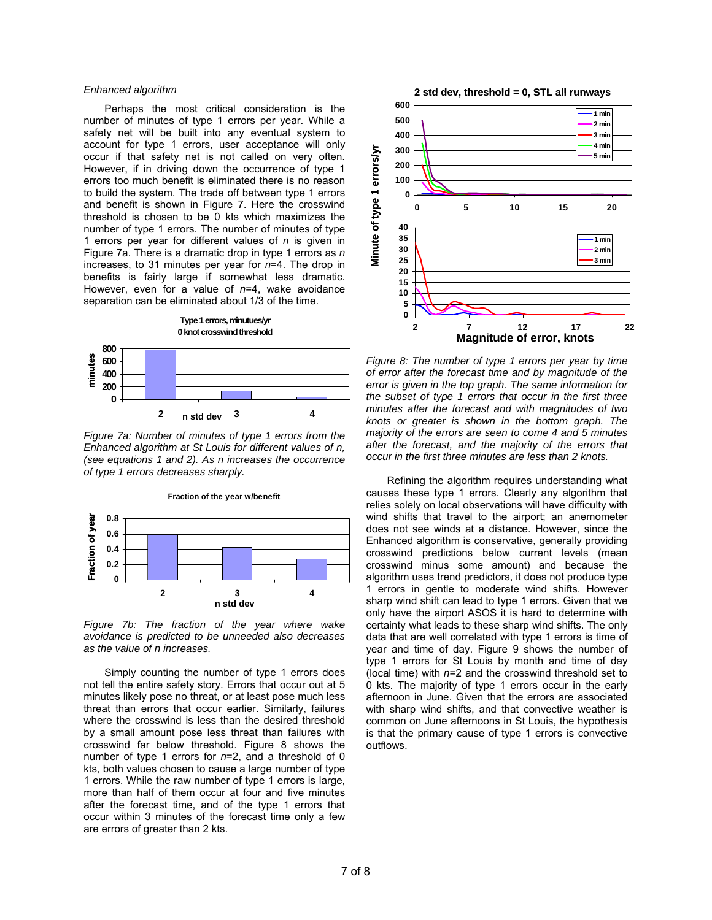*Enhanced algorithm*

Perhaps the most critical consideration is the number of minutes of type 1 errors per year. While a safety net will be built into any eventual system to account for type 1 errors, user acceptance will only occur if that safety net is not called on very often. However, if in driving down the occurrence of type 1 errors too much benefit is eliminated there is no reason to build the system. The trade off between type 1 errors and benefit is shown in Figure 7. Here the crosswind threshold is chosen to be 0 kts which maximizes the number of type 1 errors. The number of minutes of type 1 errors per year for different values of $n$ is given in Figure 7a. There is a dramatic drop in type 1 errors as $n$ increases, to 31 minutes per year for $n$=4. The drop in benefits is fairly large if somewhat less dramatic. However, even for a value of $n$=4, wake avoidance separation can be eliminated about 1/3 of the time.

*Figure 7a: Number of minutes of type 1 errors from the Enhanced algorithm at St Louis for different values of n, (see equations 1 and 2). As n increases the occurrence of type 1 errors decreases sharply.*

*Figure 7b: The fraction of the year where wake avoidance is predicted to be unneeded also decreases as the value of n increases.*

Simply counting the number of type 1 errors does not tell the entire safety story. Errors that occur out at 5 minutes likely pose no threat, or at least pose much less threat than errors that occur earlier. Similarly, failures where the crosswind is less than the desired threshold by a small amount pose less threat than failures with crosswind far below threshold. Figure 8 shows the number of type 1 errors for $n$=2, and a threshold of 0 kts, both values chosen to cause a large number of type 1 errors. While the raw number of type 1 errors is large, more than half of them occur at four and five minutes after the forecast time, and of the type 1 errors that occur within 3 minutes of the forecast time only a few are errors of greater than 2 kts.

*Figure 8: The number of type 1 errors per year by time of error after the forecast time and by magnitude of the error is given in the top graph. The same information for the subset of type 1 errors that occur in the first three minutes after the forecast and with magnitudes of two knots or greater is shown in the bottom graph. The majority of the errors are seen to come 4 and 5 minutes after the forecast, and the majority of the errors that occur in the first three minutes are less than 2 knots.*

Refining the algorithm requires understanding what causes these type 1 errors. Clearly any algorithm that relies solely on local observations will have difficulty with wind shifts that travel to the airport; an anemometer does not see winds at a distance. However, since the Enhanced algorithm is conservative, generally providing crosswind predictions below current levels (mean crosswind minus some amount) and because the algorithm uses trend predictors, it does not produce type 1 errors in gentle to moderate wind shifts. However sharp wind shift can lead to type 1 errors. Given that we only have the airport ASOS it is hard to determine with certainty what leads to these sharp wind shifts. The only data that are well correlated with type 1 errors is time of year and time of day. Figure 9 shows the number of type 1 errors for St Louis by month and time of day (local time) with $n$=2 and the crosswind threshold set to 0 kts. The majority of type 1 errors occur in the early afternoon in June. Given that the errors are associated with sharp wind shifts, and that convective weather is common on June afternoons in St Louis, the hypothesis is that the primary cause of type 1 errors is convective outflows.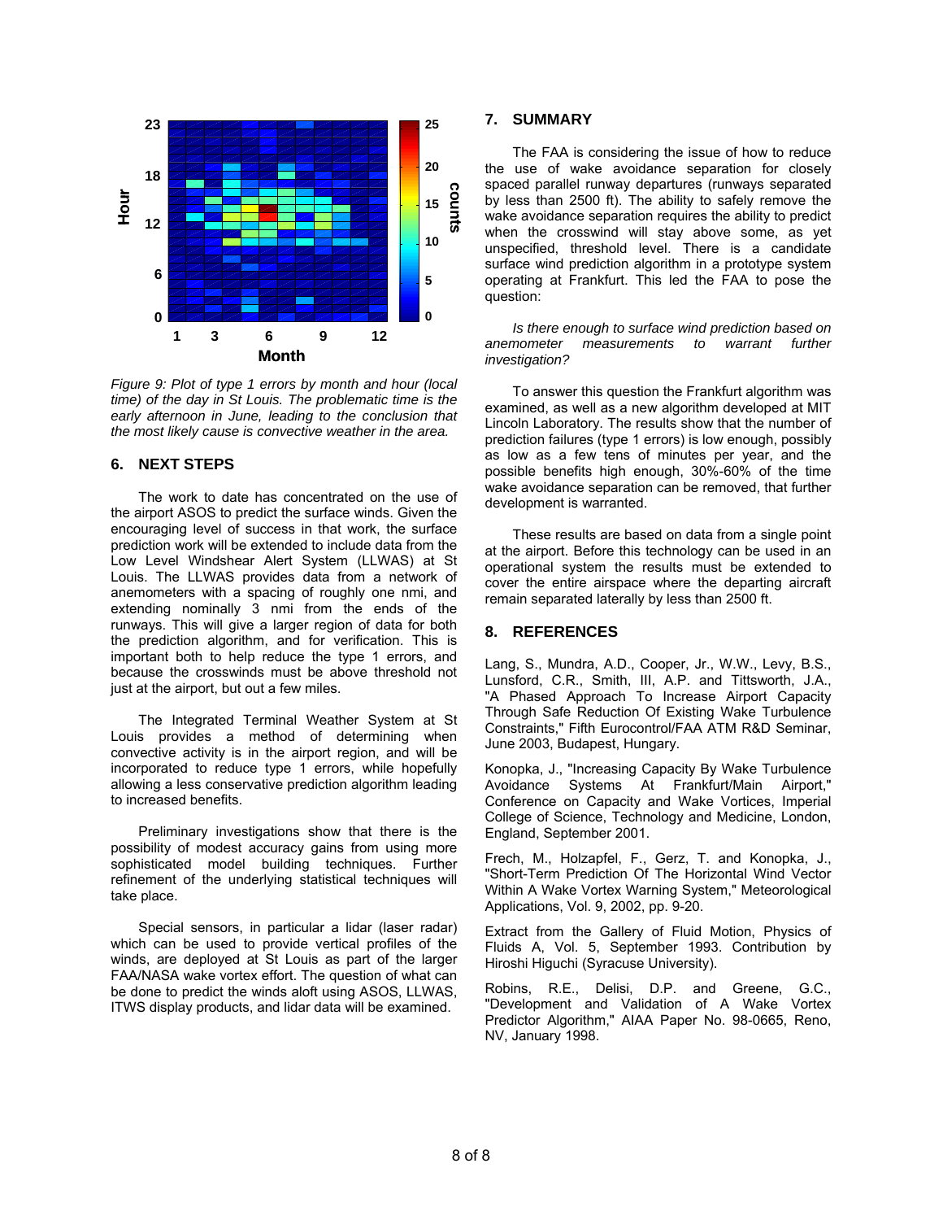23

18

Hour

12

6

0

1 3 6 9 12

Month

25

20

15

10

5

0

counts

*Figure 9: Plot of type 1 errors by month and hour (local time) of the day in St Louis. The problematic time is the early afternoon in June, leading to the conclusion that the most likely cause is convective weather in the area.*

## 6. NEXT STEPS

The work to date has concentrated on the use of the airport ASOS to predict the surface winds. Given the encouraging level of success in that work, the surface prediction work will be extended to include data from the Low Level Windshear Alert System (LLWAS) at St Louis. The LLWAS provides data from a network of anemometers with a spacing of roughly one nmi, and extending nominally 3 nmi from the ends of the runways. This will give a larger region of data for both the prediction algorithm, and for verification. This is important both to help reduce the type 1 errors, and because the crosswinds must be above threshold not just at the airport, but out a few miles.

The Integrated Terminal Weather System at St Louis provides a method of determining when convective activity is in the airport region, and will be incorporated to reduce type 1 errors, while hopefully allowing a less conservative prediction algorithm leading to increased benefits.

Preliminary investigations show that there is the possibility of modest accuracy gains from using more sophisticated model building techniques. Further refinement of the underlying statistical techniques will take place.

Special sensors, in particular a lidar (laser radar) which can be used to provide vertical profiles of the winds, are deployed at St Louis as part of the larger FAA/NASA wake vortex effort. The question of what can be done to predict the winds aloft using ASOS, LLWAS, ITWS display products, and lidar data will be examined.

## 7. SUMMARY

The FAA is considering the issue of how to reduce the use of wake avoidance separation for closely spaced parallel runway departures (runways separated by less than 2500 ft). The ability to safely remove the wake avoidance separation requires the ability to predict when the crosswind will stay above some, as yet unspecified, threshold level. There is a candidate surface wind prediction algorithm in a prototype system operating at Frankfurt. This led the FAA to pose the question:

*Is there enough to surface wind prediction based on anemometer measurements to warrant further investigation?*

To answer this question the Frankfurt algorithm was examined, as well as a new algorithm developed at MIT Lincoln Laboratory. The results show that the number of prediction failures (type 1 errors) is low enough, possibly as low as a few tens of minutes per year, and the possible benefits high enough, 30%-60% of the time wake avoidance separation can be removed, that further development is warranted.

These results are based on data from a single point at the airport. Before this technology can be used in an operational system the results must be extended to cover the entire airspace where the departing aircraft remain separated laterally by less than 2500 ft.

## 8. REFERENCES

Lang, S., Mundra, A.D., Cooper, Jr., W.W., Levy, B.S., Lunsford, C.R., Smith, III, A.P. and Tittsworth, J.A., "A Phased Approach To Increase Airport Capacity Through Safe Reduction Of Existing Wake Turbulence Constraints," Fifth Eurocontrol/FAA ATM R&D Seminar, June 2003, Budapest, Hungary.

Konopka, J., "Increasing Capacity By Wake Turbulence Avoidance Systems At Frankfurt/Main Airport," Conference on Capacity and Wake Vortices, Imperial College of Science, Technology and Medicine, London, England, September 2001.

Frech, M., Holzapfel, F., Gerz, T. and Konopka, J., "Short-Term Prediction Of The Horizontal Wind Vector Within A Wake Vortex Warning System," Meteorological Applications, Vol. 9, 2002, pp. 9-20.

Extract from the Gallery of Fluid Motion, Physics of Fluids A, Vol. 5, September 1993. Contribution by Hiroshi Higuchi (Syracuse University).

Robins, R.E., Delisi, D.P. and Greene, G.C., "Development and Validation of A Wake Vortex Predictor Algorithm," AIAA Paper No. 98-0665, Reno, NV, January 1998.